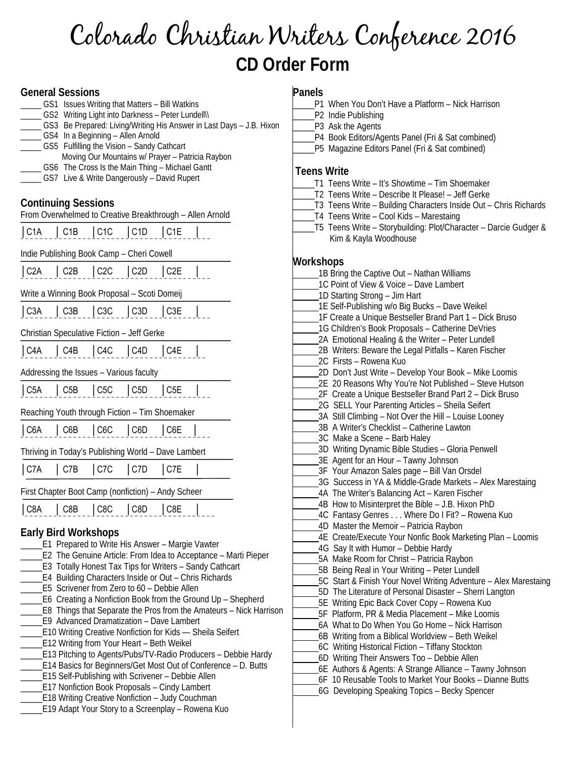# Colorado Christian Writers Conference 2016

## CD Order Form

### General Sessions

_____ GS1 Issues Writing that Matters – Bill Watkins
_____ GS2 Writing Light into Darkness – Peter Lundell\\
_____ GS3 Be Prepared: Living/Writing His Answer in Last Days – J.B. Hixon
_____ GS4 In a Beginning – Allen Arnold
_____ GS5 Fulfilling the Vision – Sandy Cathcart
Moving Our Mountains w/ Prayer – Patricia Raybon
_____ GS6 The Cross Is the Main Thing – Michael Gantt
_____ GS7 Live & Write Dangerously – David Rupert

### Continuing Sessions

From Overwhelmed to Creative Breakthrough – Allen Arnold

| C1A | C1B | C1C | C1D | C1E |

Indie Publishing Book Camp – Cheri Cowell

| C2A | C2B | C2C | C2D | C2E |

Write a Winning Book Proposal – Scoti Domeij

| C3A | C3B | C3C | C3D | C3E |

Christian Speculative Fiction – Jeff Gerke

| C4A | C4B | C4C | C4D | C4E |

Addressing the Issues – Various faculty

| C5A | C5B | C5C | C5D | C5E |

Reaching Youth through Fiction – Tim Shoemaker

| C6A | C6B | C6C | C6D | C6E |

Thriving in Today's Publishing World – Dave Lambert

| C7A | C7B | C7C | C7D | C7E |

First Chapter Boot Camp (nonfiction) – Andy Scheer

| C8A | C8B | C8C | C8D | C8E |

### Early Bird Workshops

_____E1 Prepared to Write His Answer – Margie Vawter
_____E2 The Genuine Article: From Idea to Acceptance – Marti Pieper
_____E3 Totally Honest Tax Tips for Writers – Sandy Cathcart
_____E4 Building Characters Inside or Out – Chris Richards
_____E5 Scrivener from Zero to 60 – Debbie Allen
_____E6 Creating a Nonfiction Book from the Ground Up – Shepherd
_____E8 Things that Separate the Pros from the Amateurs – Nick Harrison
_____E9 Advanced Dramatization – Dave Lambert
_____E10 Writing Creative Nonfiction for Kids — Sheila Seifert
_____E12 Writing from Your Heart – Beth Weikel
_____E13 Pitching to Agents/Pubs/TV-Radio Producers – Debbie Hardy
_____E14 Basics for Beginners/Get Most Out of Conference – D. Butts
_____E15 Self-Publishing with Scrivener – Debbie Allen
_____E17 Nonfiction Book Proposals – Cindy Lambert
_____E18 Writing Creative Nonfiction – Judy Couchman
_____E19 Adapt Your Story to a Screenplay – Rowena Kuo

### Panels

_____P1 When You Don't Have a Platform – Nick Harrison
_____P2 Indie Publishing
_____P3 Ask the Agents
_____P4 Book Editors/Agents Panel (Fri & Sat combined)
_____P5 Magazine Editors Panel (Fri & Sat combined)

### Teens Write

_____T1 Teens Write – It's Showtime – Tim Shoemaker
_____T2 Teens Write – Describe It Please! – Jeff Gerke
_____T3 Teens Write – Building Characters Inside Out – Chris Richards
_____T4 Teens Write – Cool Kids – Marestaing
_____T5 Teens Write – Storybuilding: Plot/Character – Darcie Gudger & Kim & Kayla Woodhouse

### Workshops

______1B Bring the Captive Out – Nathan Williams
______1C Point of View & Voice – Dave Lambert
______1D Starting Strong – Jim Hart
______1E Self-Publishing w/o Big Bucks – Dave Weikel
______1F Create a Unique Bestseller Brand Part 1 – Dick Bruso
______1G Children's Book Proposals – Catherine DeVries
______2A Emotional Healing & the Writer – Peter Lundell
______2B Writers: Beware the Legal Pitfalls – Karen Fischer
______2C Firsts – Rowena Kuo
______2D Don't Just Write – Develop Your Book – Mike Loomis
______2E 20 Reasons Why You're Not Published – Steve Hutson
______2F Create a Unique Bestseller Brand Part 2 – Dick Bruso
______2G SELL Your Parenting Articles – Sheila Seifert
______3A Still Climbing – Not Over the Hill – Louise Looney
______3B A Writer's Checklist – Catherine Lawton
______3C Make a Scene – Barb Haley
______3D Writing Dynamic Bible Studies – Gloria Penwell
______3E Agent for an Hour – Tawny Johnson
______3F Your Amazon Sales page – Bill Van Orsdel
______3G Success in YA & Middle-Grade Markets – Alex Marestaing
______4A The Writer's Balancing Act – Karen Fischer
______4B How to Misinterpret the Bible – J.B. Hixon PhD
______4C Fantasy Genres . . . Where Do I Fit? – Rowena Kuo
______4D Master the Memoir – Patricia Raybon
______4E Create/Execute Your Nonfic Book Marketing Plan – Loomis
______4G Say It with Humor – Debbie Hardy
______5A Make Room for Christ – Patricia Raybon
______5B Being Real in Your Writing – Peter Lundell
______5C Start & Finish Your Novel Writing Adventure – Alex Marestaing
______5D The Literature of Personal Disaster – Sherri Langton
______5E Writing Epic Back Cover Copy – Rowena Kuo
______5F Platform, PR & Media Placement – Mike Loomis
______6A What to Do When You Go Home – Nick Harrison
______6B Writing from a Biblical Worldview – Beth Weikel
______6C Writing Historical Fiction – Tiffany Stockton
______6D Writing Their Answers Too – Debbie Allen
______6E Authors & Agents: A Strange Alliance – Tawny Johnson
______6F 10 Reusable Tools to Market Your Books – Dianne Butts
______6G Developing Speaking Topics – Becky Spencer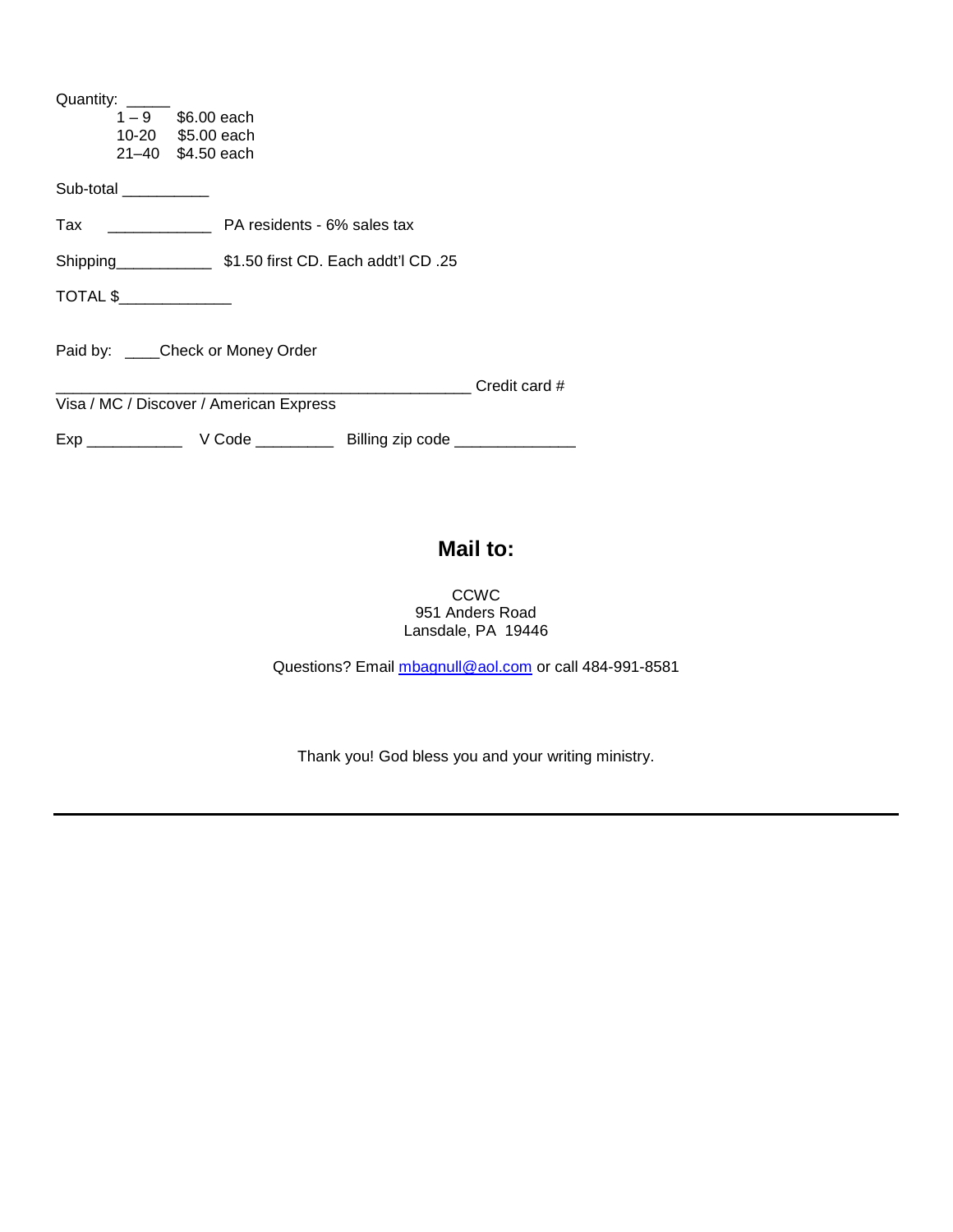Quantity: _____

1 – 9 $6.00 each
10-20 $5.00 each
21–40 $4.50 each

Sub-total __________

Tax ____________ PA residents - 6% sales tax

Shipping___________ $1.50 first CD. Each addt'l CD .25

TOTAL $_____________

Paid by: ____Check or Money Order

__________________________________________________ Credit card #
Visa / MC / Discover / American Express

Exp ___________ V Code _________ Billing zip code ______________

## Mail to:

CCWC
951 Anders Road
Lansdale, PA 19446

Questions? Email mbagnull@aol.com or call 484-991-8581

Thank you! God bless you and your writing ministry.

---